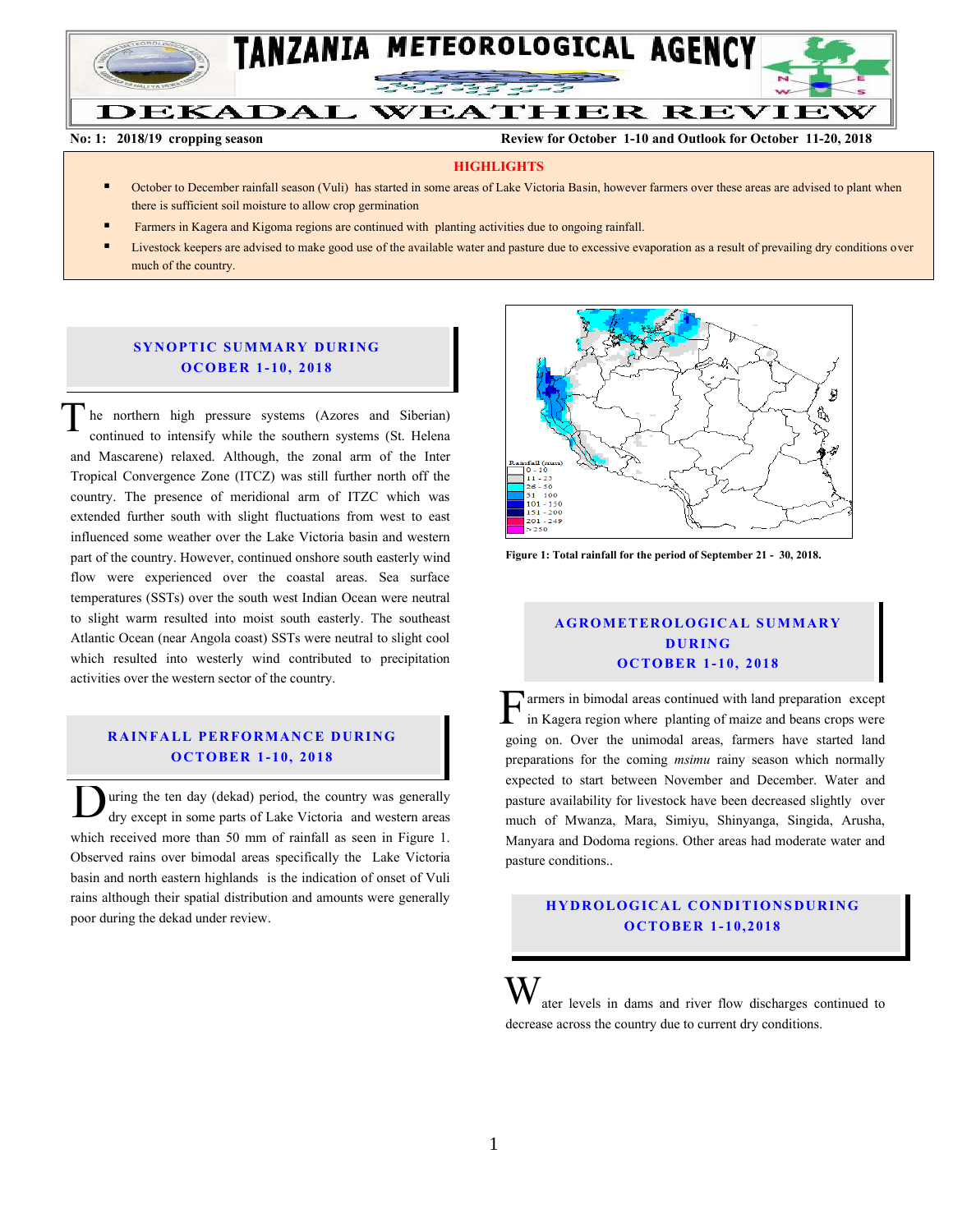# TANZANIA METEOROLOGICAL AGENCY

## DEKADAL WEATHER REVIEW

**No: 1: 2018/19 cropping season** **Review for October 1-10 and Outlook for October 11-20, 2018**

### HIGHLIGHTS

- October to December rainfall season (Vuli) has started in some areas of Lake Victoria Basin, however farmers over these areas are advised to plant when there is sufficient soil moisture to allow crop germination
- Farmers in Kagera and Kigoma regions are continued with planting activities due to ongoing rainfall.
- Livestock keepers are advised to make good use of the available water and pasture due to excessive evaporation as a result of prevailing dry conditions over much of the country.

### SYNOPTIC SUMMARY DURING OCOBER 1-10, 2018

The northern high pressure systems (Azores and Siberian) continued to intensify while the southern systems (St. Helena and Mascarene) relaxed. Although, the zonal arm of the Inter Tropical Convergence Zone (ITCZ) was still further north off the country. The presence of meridional arm of ITZC which was extended further south with slight fluctuations from west to east influenced some weather over the Lake Victoria basin and western part of the country. However, continued onshore south easterly wind flow were experienced over the coastal areas. Sea surface temperatures (SSTs) over the south west Indian Ocean were neutral to slight warm resulted into moist south easterly. The southeast Atlantic Ocean (near Angola coast) SSTs were neutral to slight cool which resulted into westerly wind contributed to precipitation activities over the western sector of the country.

### RAINFALL PERFORMANCE DURING OCTOBER 1-10, 2018

During the ten day (dekad) period, the country was generally dry except in some parts of Lake Victoria and western areas which received more than 50 mm of rainfall as seen in Figure 1. Observed rains over bimodal areas specifically the Lake Victoria basin and north eastern highlands is the indication of onset of Vuli rains although their spatial distribution and amounts were generally poor during the dekad under review.

Rainfall (mm): 0 - 10; 11 - 25; 26 - 50; 51 - 100; 101 - 150; 151 - 200; 201 - 249; > 250

**Figure 1: Total rainfall for the period of September 21 - 30, 2018.**

### AGROMETEROLOGICAL SUMMARY DURING OCTOBER 1-10, 2018

Farmers in bimodal areas continued with land preparation except in Kagera region where planting of maize and beans crops were going on. Over the unimodal areas, farmers have started land preparations for the coming *msimu* rainy season which normally expected to start between November and December. Water and pasture availability for livestock have been decreased slightly over much of Mwanza, Mara, Simiyu, Shinyanga, Singida, Arusha, Manyara and Dodoma regions. Other areas had moderate water and pasture conditions..

### HYDROLOGICAL CONDITIONSDURING OCTOBER 1-10,2018

Water levels in dams and river flow discharges continued to decrease across the country due to current dry conditions.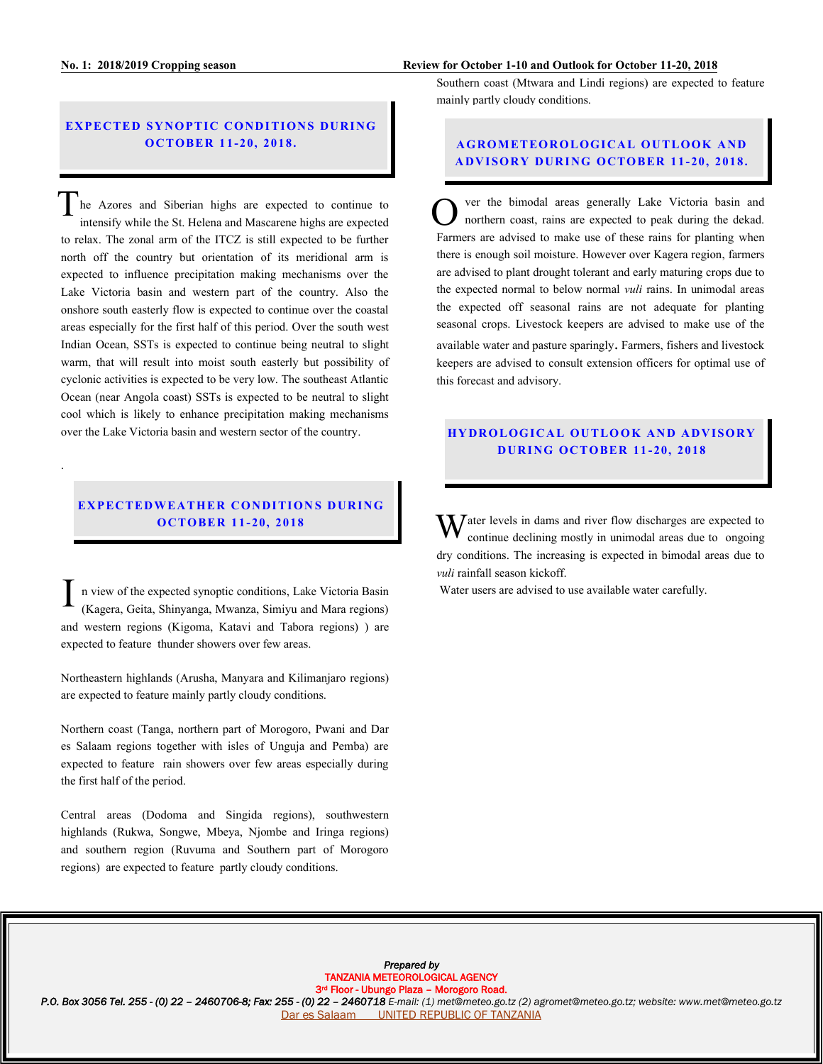## EXPECTED SYNOPTIC CONDITIONS DURING OCTOBER 11-20, 2018.

The Azores and Siberian highs are expected to continue to intensify while the St. Helena and Mascarene highs are expected to relax. The zonal arm of the ITCZ is still expected to be further north off the country but orientation of its meridional arm is expected to influence precipitation making mechanisms over the Lake Victoria basin and western part of the country. Also the onshore south easterly flow is expected to continue over the coastal areas especially for the first half of this period. Over the south west Indian Ocean, SSTs is expected to continue being neutral to slight warm, that will result into moist south easterly but possibility of cyclonic activities is expected to be very low. The southeast Atlantic Ocean (near Angola coast) SSTs is expected to be neutral to slight cool which is likely to enhance precipitation making mechanisms over the Lake Victoria basin and western sector of the country.

.

## EXPECTEDWEATHER CONDITIONS DURING OCTOBER 11-20, 2018

In view of the expected synoptic conditions, Lake Victoria Basin (Kagera, Geita, Shinyanga, Mwanza, Simiyu and Mara regions) and western regions (Kigoma, Katavi and Tabora regions) ) are expected to feature thunder showers over few areas.

Northeastern highlands (Arusha, Manyara and Kilimanjaro regions) are expected to feature mainly partly cloudy conditions.

Northern coast (Tanga, northern part of Morogoro, Pwani and Dar es Salaam regions together with isles of Unguja and Pemba) are expected to feature rain showers over few areas especially during the first half of the period.

Central areas (Dodoma and Singida regions), southwestern highlands (Rukwa, Songwe, Mbeya, Njombe and Iringa regions) and southern region (Ruvuma and Southern part of Morogoro regions) are expected to feature partly cloudy conditions.

Southern coast (Mtwara and Lindi regions) are expected to feature mainly partly cloudy conditions.

## AGROMETEOROLOGICAL OUTLOOK AND ADVISORY DURING OCTOBER 11-20, 2018.

Over the bimodal areas generally Lake Victoria basin and northern coast, rains are expected to peak during the dekad. Farmers are advised to make use of these rains for planting when there is enough soil moisture. However over Kagera region, farmers are advised to plant drought tolerant and early maturing crops due to the expected normal to below normal *vuli* rains. In unimodal areas the expected off seasonal rains are not adequate for planting seasonal crops. Livestock keepers are advised to make use of the available water and pasture sparingly**.** Farmers, fishers and livestock keepers are advised to consult extension officers for optimal use of this forecast and advisory.

## HYDROLOGICAL OUTLOOK AND ADVISORY DURING OCTOBER 11-20, 2018

Water levels in dams and river flow discharges are expected to continue declining mostly in unimodal areas due to ongoing dry conditions. The increasing is expected in bimodal areas due to *vuli* rainfall season kickoff.

Water users are advised to use available water carefully.

*Prepared by*
TANZANIA METEOROLOGICAL AGENCY
3rd Floor - Ubungo Plaza – Morogoro Road.
*P.O. Box 3056 Tel. 255 - (0) 22 – 2460706-8; Fax: 255 - (0) 22 – 2460718 E-mail: (1) met@meteo.go.tz (2) agromet@meteo.go.tz; website: www.met@meteo.go.tz*
Dar es Salaam UNITED REPUBLIC OF TANZANIA